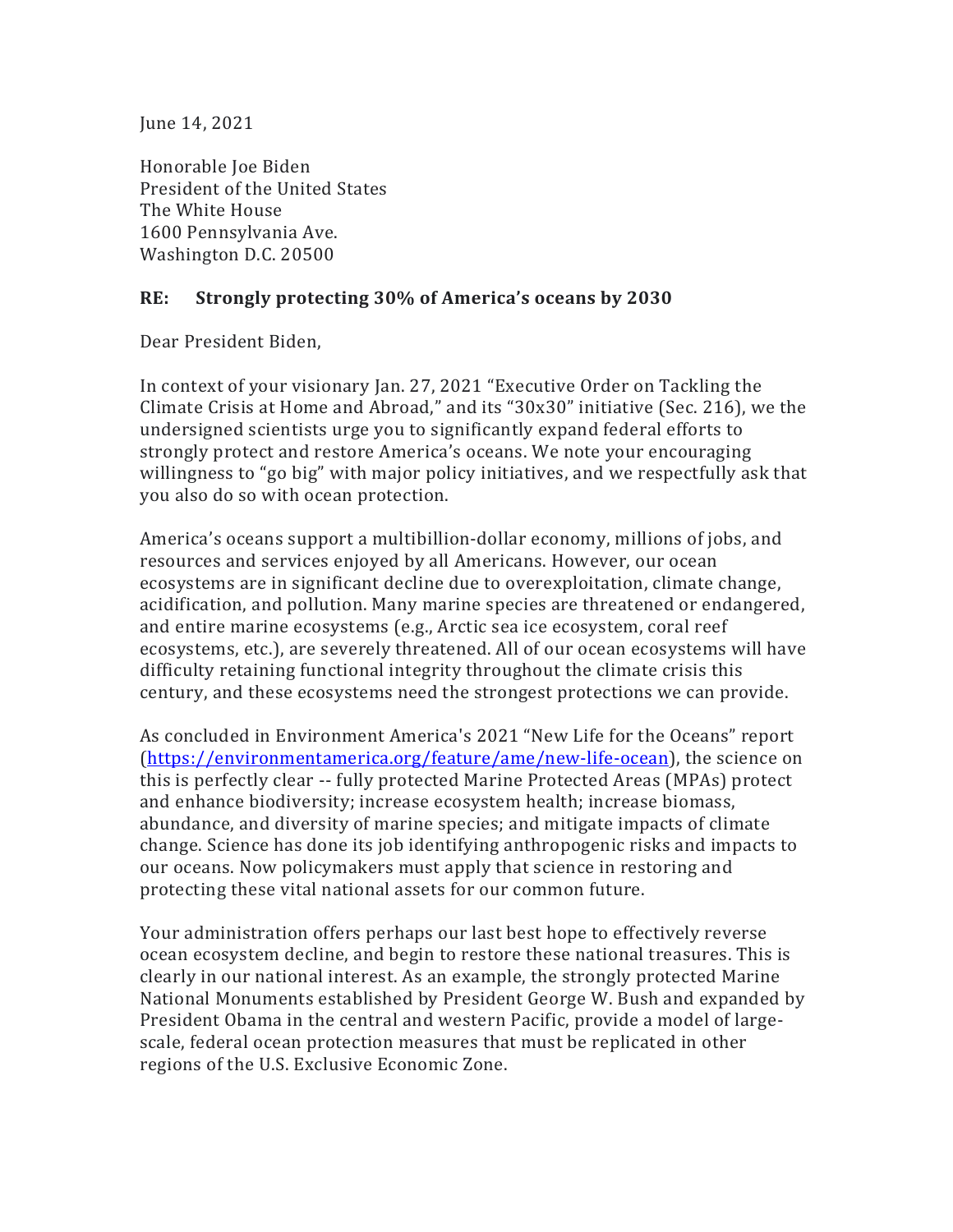June 14, 2021

Honorable Joe Biden
President of the United States
The White House
1600 Pennsylvania Ave.
Washington D.C. 20500

**RE: Strongly protecting 30% of America's oceans by 2030**

Dear President Biden,

In context of your visionary Jan. 27, 2021 "Executive Order on Tackling the Climate Crisis at Home and Abroad," and its "30x30" initiative (Sec. 216), we the undersigned scientists urge you to significantly expand federal efforts to strongly protect and restore America's oceans. We note your encouraging willingness to "go big" with major policy initiatives, and we respectfully ask that you also do so with ocean protection.

America's oceans support a multibillion-dollar economy, millions of jobs, and resources and services enjoyed by all Americans. However, our ocean ecosystems are in significant decline due to overexploitation, climate change, acidification, and pollution. Many marine species are threatened or endangered, and entire marine ecosystems (e.g., Arctic sea ice ecosystem, coral reef ecosystems, etc.), are severely threatened. All of our ocean ecosystems will have difficulty retaining functional integrity throughout the climate crisis this century, and these ecosystems need the strongest protections we can provide.

As concluded in Environment America's 2021 "New Life for the Oceans" report ([https://environmentamerica.org/feature/ame/new-life-ocean](https://environmentamerica.org/feature/ame/new-life-ocean)), the science on this is perfectly clear -- fully protected Marine Protected Areas (MPAs) protect and enhance biodiversity; increase ecosystem health; increase biomass, abundance, and diversity of marine species; and mitigate impacts of climate change. Science has done its job identifying anthropogenic risks and impacts to our oceans. Now policymakers must apply that science in restoring and protecting these vital national assets for our common future.

Your administration offers perhaps our last best hope to effectively reverse ocean ecosystem decline, and begin to restore these national treasures. This is clearly in our national interest. As an example, the strongly protected Marine National Monuments established by President George W. Bush and expanded by President Obama in the central and western Pacific, provide a model of large-scale, federal ocean protection measures that must be replicated in other regions of the U.S. Exclusive Economic Zone.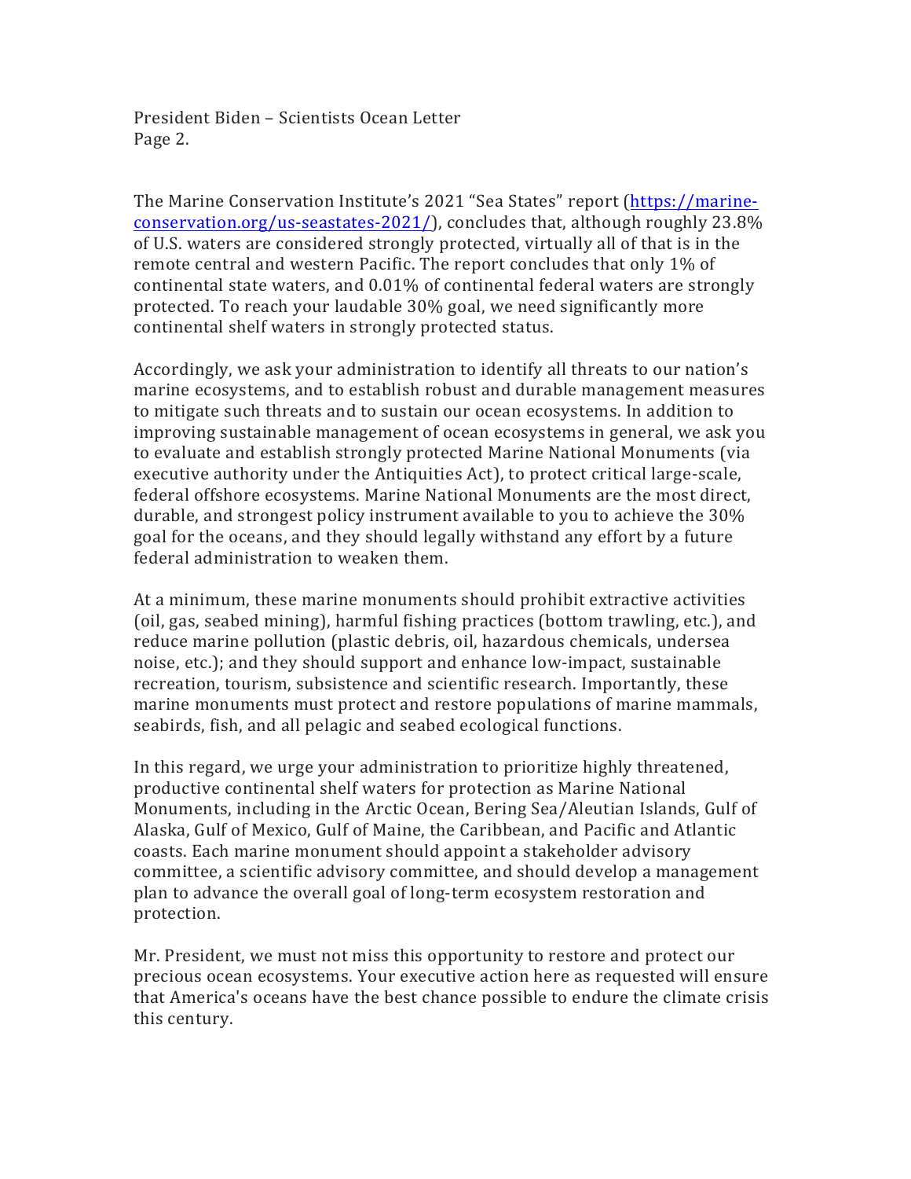The Marine Conservation Institute's 2021 "Sea States" report (https://marine-conservation.org/us-seastates-2021/), concludes that, although roughly 23.8% of U.S. waters are considered strongly protected, virtually all of that is in the remote central and western Pacific. The report concludes that only 1% of continental state waters, and 0.01% of continental federal waters are strongly protected. To reach your laudable 30% goal, we need significantly more continental shelf waters in strongly protected status.

Accordingly, we ask your administration to identify all threats to our nation's marine ecosystems, and to establish robust and durable management measures to mitigate such threats and to sustain our ocean ecosystems. In addition to improving sustainable management of ocean ecosystems in general, we ask you to evaluate and establish strongly protected Marine National Monuments (via executive authority under the Antiquities Act), to protect critical large-scale, federal offshore ecosystems. Marine National Monuments are the most direct, durable, and strongest policy instrument available to you to achieve the 30% goal for the oceans, and they should legally withstand any effort by a future federal administration to weaken them.

At a minimum, these marine monuments should prohibit extractive activities (oil, gas, seabed mining), harmful fishing practices (bottom trawling, etc.), and reduce marine pollution (plastic debris, oil, hazardous chemicals, undersea noise, etc.); and they should support and enhance low-impact, sustainable recreation, tourism, subsistence and scientific research. Importantly, these marine monuments must protect and restore populations of marine mammals, seabirds, fish, and all pelagic and seabed ecological functions.

In this regard, we urge your administration to prioritize highly threatened, productive continental shelf waters for protection as Marine National Monuments, including in the Arctic Ocean, Bering Sea/Aleutian Islands, Gulf of Alaska, Gulf of Mexico, Gulf of Maine, the Caribbean, and Pacific and Atlantic coasts. Each marine monument should appoint a stakeholder advisory committee, a scientific advisory committee, and should develop a management plan to advance the overall goal of long-term ecosystem restoration and protection.

Mr. President, we must not miss this opportunity to restore and protect our precious ocean ecosystems. Your executive action here as requested will ensure that America's oceans have the best chance possible to endure the climate crisis this century.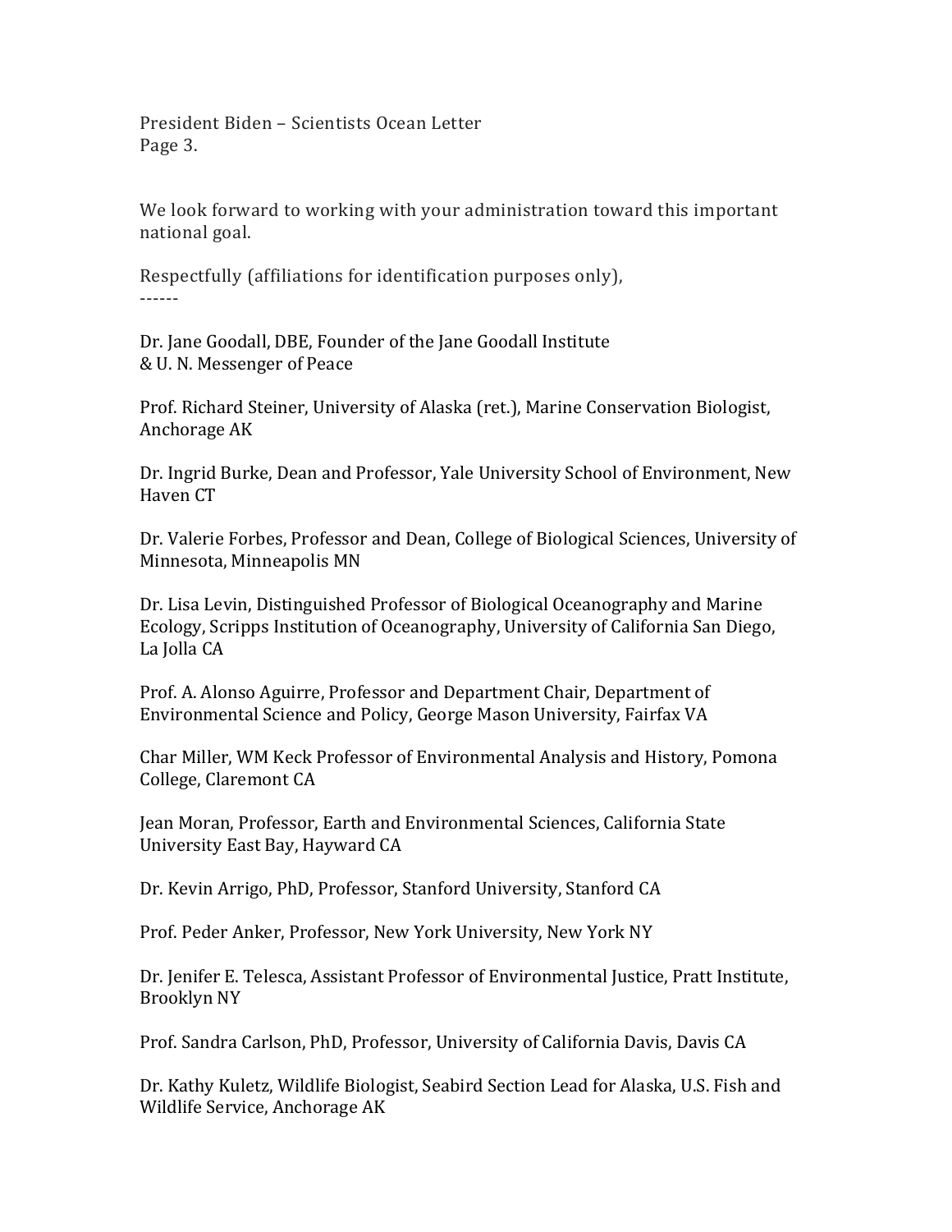We look forward to working with your administration toward this important national goal.

Respectfully (affiliations for identification purposes only),
------

Dr. Jane Goodall, DBE, Founder of the Jane Goodall Institute & U. N. Messenger of Peace

Prof. Richard Steiner, University of Alaska (ret.), Marine Conservation Biologist, Anchorage AK

Dr. Ingrid Burke, Dean and Professor, Yale University School of Environment, New Haven CT

Dr. Valerie Forbes, Professor and Dean, College of Biological Sciences, University of Minnesota, Minneapolis MN

Dr. Lisa Levin, Distinguished Professor of Biological Oceanography and Marine Ecology, Scripps Institution of Oceanography, University of California San Diego, La Jolla CA

Prof. A. Alonso Aguirre, Professor and Department Chair, Department of Environmental Science and Policy, George Mason University, Fairfax VA

Char Miller, WM Keck Professor of Environmental Analysis and History, Pomona College, Claremont CA

Jean Moran, Professor, Earth and Environmental Sciences, California State University East Bay, Hayward CA

Dr. Kevin Arrigo, PhD, Professor, Stanford University, Stanford CA

Prof. Peder Anker, Professor, New York University, New York NY

Dr. Jenifer E. Telesca, Assistant Professor of Environmental Justice, Pratt Institute, Brooklyn NY

Prof. Sandra Carlson, PhD, Professor, University of California Davis, Davis CA

Dr. Kathy Kuletz, Wildlife Biologist, Seabird Section Lead for Alaska, U.S. Fish and Wildlife Service, Anchorage AK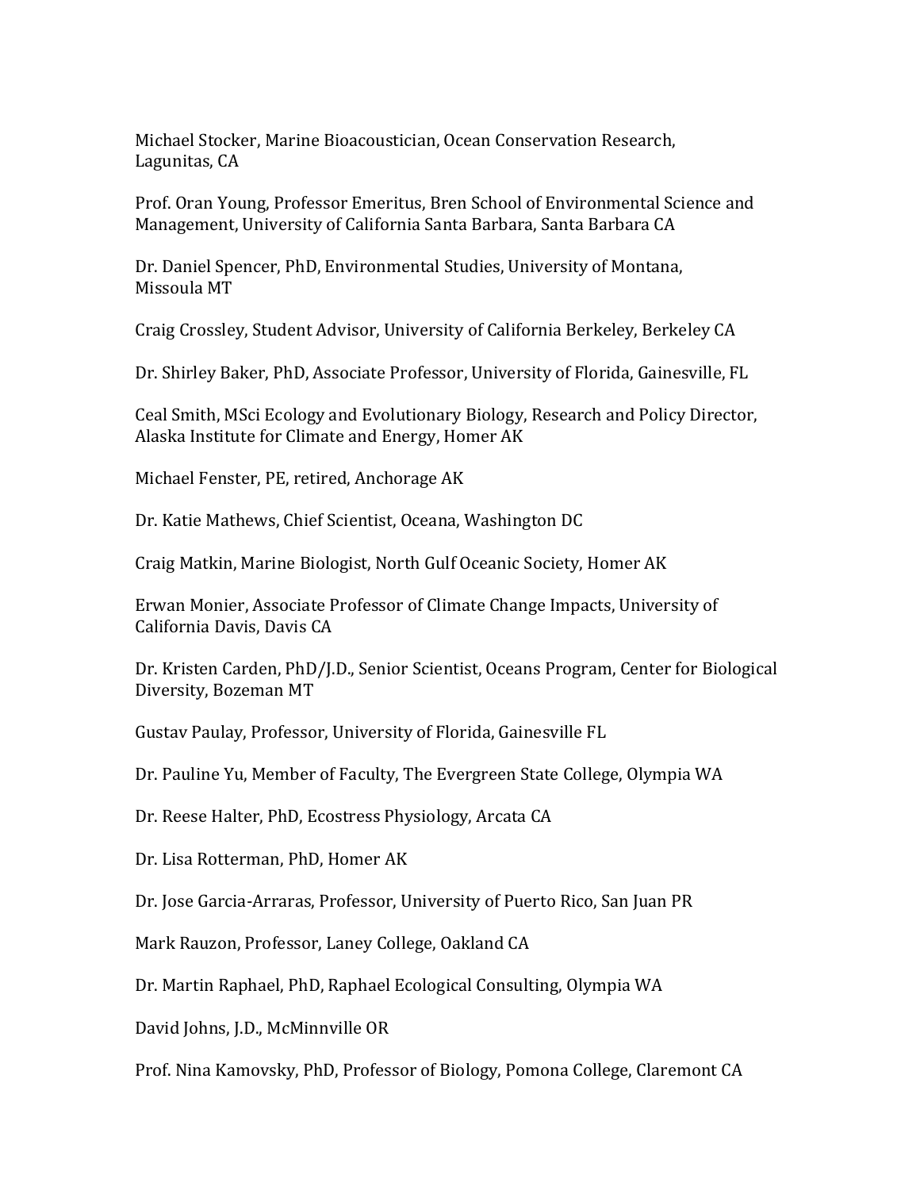Michael Stocker, Marine Bioacoustician, Ocean Conservation Research, Lagunitas, CA

Prof. Oran Young, Professor Emeritus, Bren School of Environmental Science and Management, University of California Santa Barbara, Santa Barbara CA

Dr. Daniel Spencer, PhD, Environmental Studies, University of Montana, Missoula MT

Craig Crossley, Student Advisor, University of California Berkeley, Berkeley CA

Dr. Shirley Baker, PhD, Associate Professor, University of Florida, Gainesville, FL

Ceal Smith, MSci Ecology and Evolutionary Biology, Research and Policy Director, Alaska Institute for Climate and Energy, Homer AK

Michael Fenster, PE, retired, Anchorage AK

Dr. Katie Mathews, Chief Scientist, Oceana, Washington DC

Craig Matkin, Marine Biologist, North Gulf Oceanic Society, Homer AK

Erwan Monier, Associate Professor of Climate Change Impacts, University of California Davis, Davis CA

Dr. Kristen Carden, PhD/J.D., Senior Scientist, Oceans Program, Center for Biological Diversity, Bozeman MT

Gustav Paulay, Professor, University of Florida, Gainesville FL

Dr. Pauline Yu, Member of Faculty, The Evergreen State College, Olympia WA

Dr. Reese Halter, PhD, Ecostress Physiology, Arcata CA

Dr. Lisa Rotterman, PhD, Homer AK

Dr. Jose Garcia-Arraras, Professor, University of Puerto Rico, San Juan PR

Mark Rauzon, Professor, Laney College, Oakland CA

Dr. Martin Raphael, PhD, Raphael Ecological Consulting, Olympia WA

David Johns, J.D., McMinnville OR

Prof. Nina Kamovsky, PhD, Professor of Biology, Pomona College, Claremont CA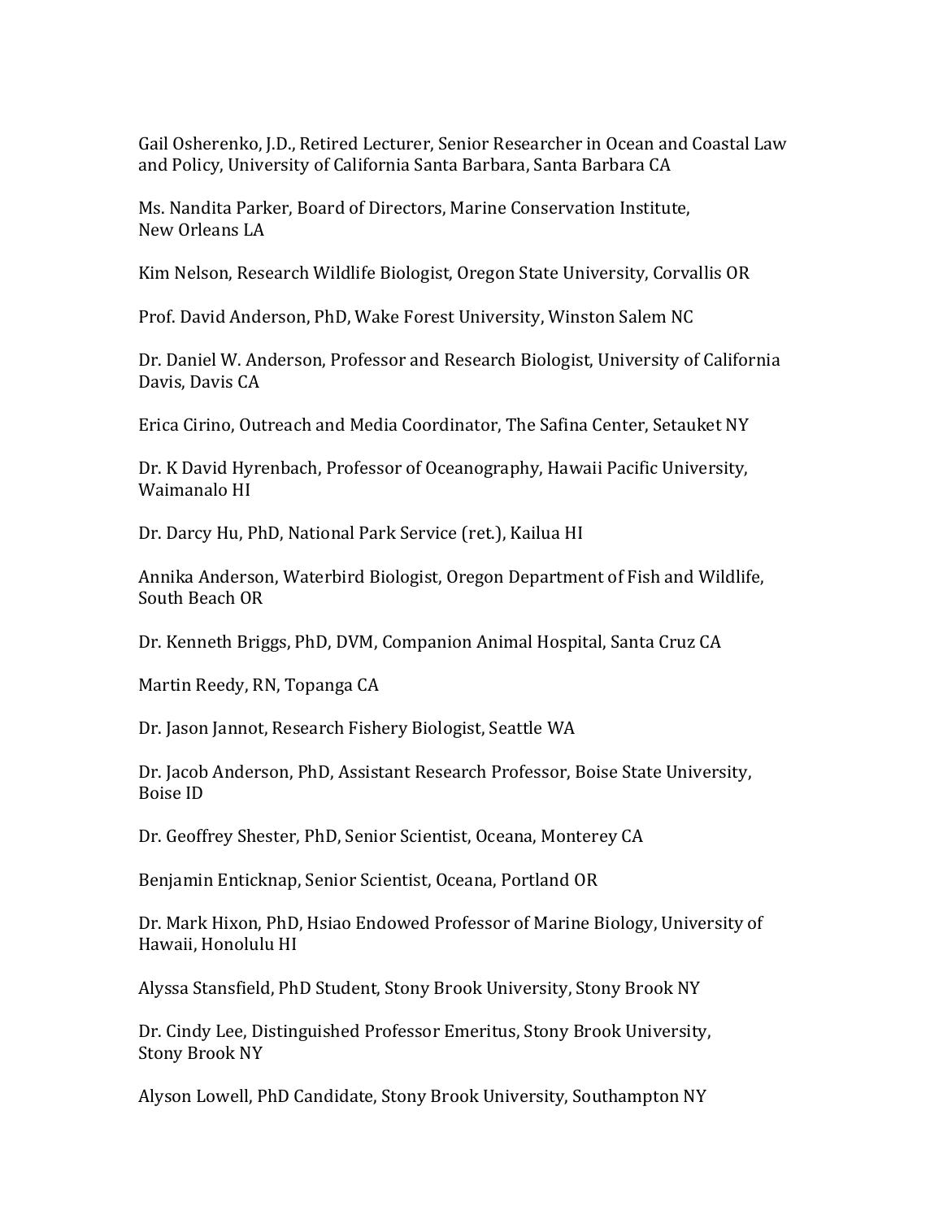Gail Osherenko, J.D., Retired Lecturer, Senior Researcher in Ocean and Coastal Law and Policy, University of California Santa Barbara, Santa Barbara CA

Ms. Nandita Parker, Board of Directors, Marine Conservation Institute, New Orleans LA

Kim Nelson, Research Wildlife Biologist, Oregon State University, Corvallis OR

Prof. David Anderson, PhD, Wake Forest University, Winston Salem NC

Dr. Daniel W. Anderson, Professor and Research Biologist, University of California Davis, Davis CA

Erica Cirino, Outreach and Media Coordinator, The Safina Center, Setauket NY

Dr. K David Hyrenbach, Professor of Oceanography, Hawaii Pacific University, Waimanalo HI

Dr. Darcy Hu, PhD, National Park Service (ret.), Kailua HI

Annika Anderson, Waterbird Biologist, Oregon Department of Fish and Wildlife, South Beach OR

Dr. Kenneth Briggs, PhD, DVM, Companion Animal Hospital, Santa Cruz CA

Martin Reedy, RN, Topanga CA

Dr. Jason Jannot, Research Fishery Biologist, Seattle WA

Dr. Jacob Anderson, PhD, Assistant Research Professor, Boise State University, Boise ID

Dr. Geoffrey Shester, PhD, Senior Scientist, Oceana, Monterey CA

Benjamin Enticknap, Senior Scientist, Oceana, Portland OR

Dr. Mark Hixon, PhD, Hsiao Endowed Professor of Marine Biology, University of Hawaii, Honolulu HI

Alyssa Stansfield, PhD Student, Stony Brook University, Stony Brook NY

Dr. Cindy Lee, Distinguished Professor Emeritus, Stony Brook University, Stony Brook NY

Alyson Lowell, PhD Candidate, Stony Brook University, Southampton NY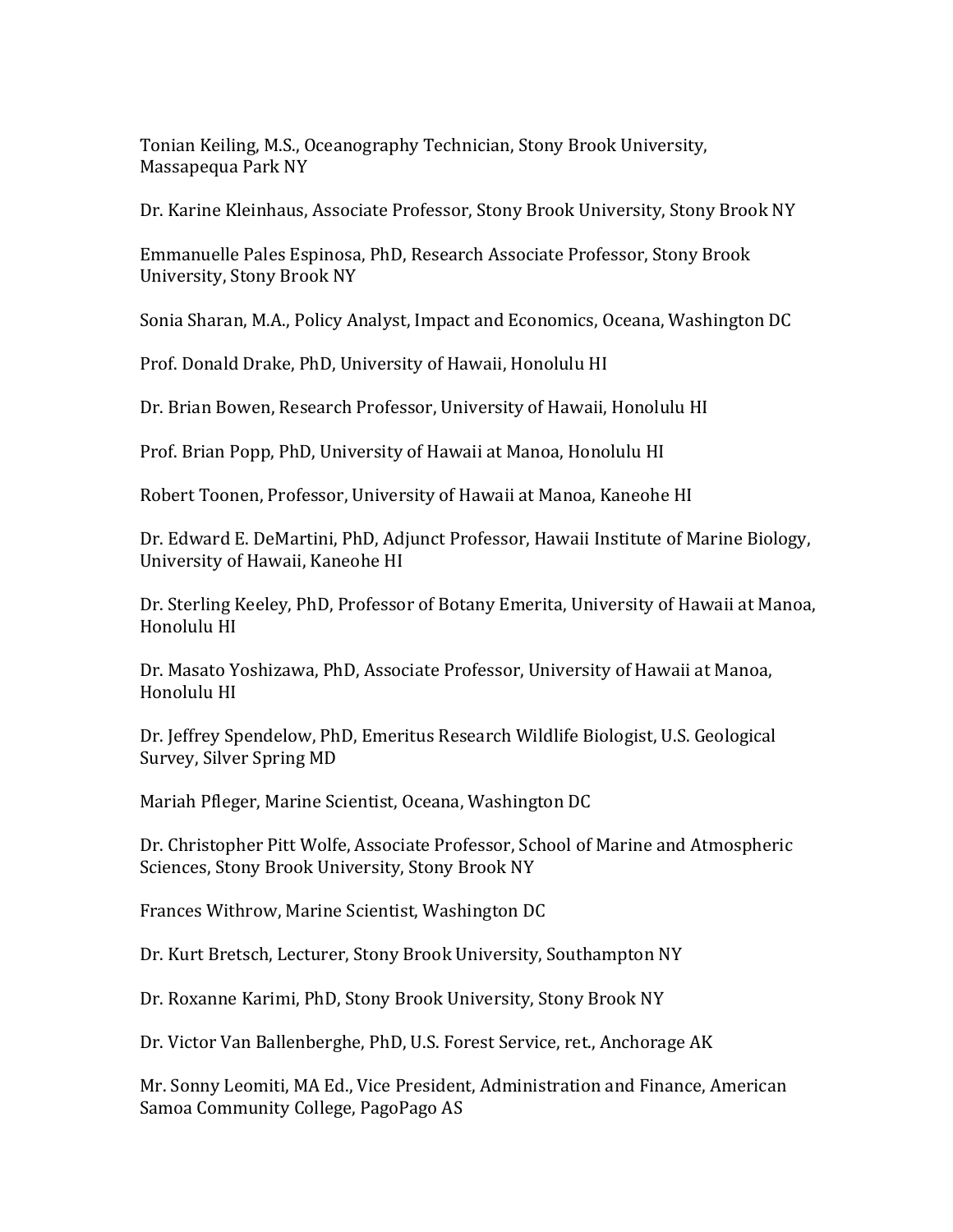Tonian Keiling, M.S., Oceanography Technician, Stony Brook University, Massapequa Park NY

Dr. Karine Kleinhaus, Associate Professor, Stony Brook University, Stony Brook NY

Emmanuelle Pales Espinosa, PhD, Research Associate Professor, Stony Brook University, Stony Brook NY

Sonia Sharan, M.A., Policy Analyst, Impact and Economics, Oceana, Washington DC

Prof. Donald Drake, PhD, University of Hawaii, Honolulu HI

Dr. Brian Bowen, Research Professor, University of Hawaii, Honolulu HI

Prof. Brian Popp, PhD, University of Hawaii at Manoa, Honolulu HI

Robert Toonen, Professor, University of Hawaii at Manoa, Kaneohe HI

Dr. Edward E. DeMartini, PhD, Adjunct Professor, Hawaii Institute of Marine Biology, University of Hawaii, Kaneohe HI

Dr. Sterling Keeley, PhD, Professor of Botany Emerita, University of Hawaii at Manoa, Honolulu HI

Dr. Masato Yoshizawa, PhD, Associate Professor, University of Hawaii at Manoa, Honolulu HI

Dr. Jeffrey Spendelow, PhD, Emeritus Research Wildlife Biologist, U.S. Geological Survey, Silver Spring MD

Mariah Pfleger, Marine Scientist, Oceana, Washington DC

Dr. Christopher Pitt Wolfe, Associate Professor, School of Marine and Atmospheric Sciences, Stony Brook University, Stony Brook NY

Frances Withrow, Marine Scientist, Washington DC

Dr. Kurt Bretsch, Lecturer, Stony Brook University, Southampton NY

Dr. Roxanne Karimi, PhD, Stony Brook University, Stony Brook NY

Dr. Victor Van Ballenberghe, PhD, U.S. Forest Service, ret., Anchorage AK

Mr. Sonny Leomiti, MA Ed., Vice President, Administration and Finance, American Samoa Community College, PagoPago AS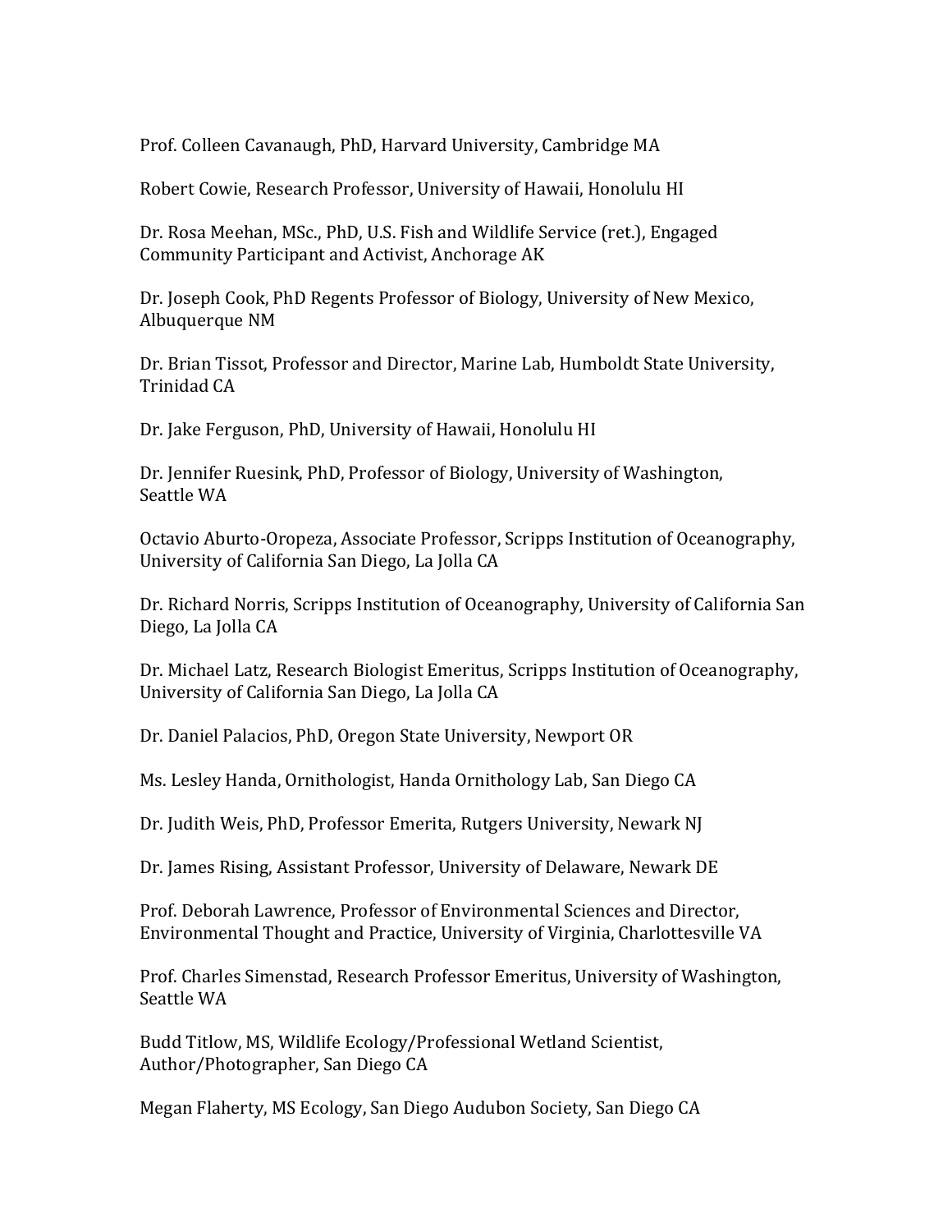Prof. Colleen Cavanaugh, PhD, Harvard University, Cambridge MA

Robert Cowie, Research Professor, University of Hawaii, Honolulu HI

Dr. Rosa Meehan, MSc., PhD, U.S. Fish and Wildlife Service (ret.), Engaged Community Participant and Activist, Anchorage AK

Dr. Joseph Cook, PhD Regents Professor of Biology, University of New Mexico, Albuquerque NM

Dr. Brian Tissot, Professor and Director, Marine Lab, Humboldt State University, Trinidad CA

Dr. Jake Ferguson, PhD, University of Hawaii, Honolulu HI

Dr. Jennifer Ruesink, PhD, Professor of Biology, University of Washington, Seattle WA

Octavio Aburto-Oropeza, Associate Professor, Scripps Institution of Oceanography, University of California San Diego, La Jolla CA

Dr. Richard Norris, Scripps Institution of Oceanography, University of California San Diego, La Jolla CA

Dr. Michael Latz, Research Biologist Emeritus, Scripps Institution of Oceanography, University of California San Diego, La Jolla CA

Dr. Daniel Palacios, PhD, Oregon State University, Newport OR

Ms. Lesley Handa, Ornithologist, Handa Ornithology Lab, San Diego CA

Dr. Judith Weis, PhD, Professor Emerita, Rutgers University, Newark NJ

Dr. James Rising, Assistant Professor, University of Delaware, Newark DE

Prof. Deborah Lawrence, Professor of Environmental Sciences and Director, Environmental Thought and Practice, University of Virginia, Charlottesville VA

Prof. Charles Simenstad, Research Professor Emeritus, University of Washington, Seattle WA

Budd Titlow, MS, Wildlife Ecology/Professional Wetland Scientist, Author/Photographer, San Diego CA

Megan Flaherty, MS Ecology, San Diego Audubon Society, San Diego CA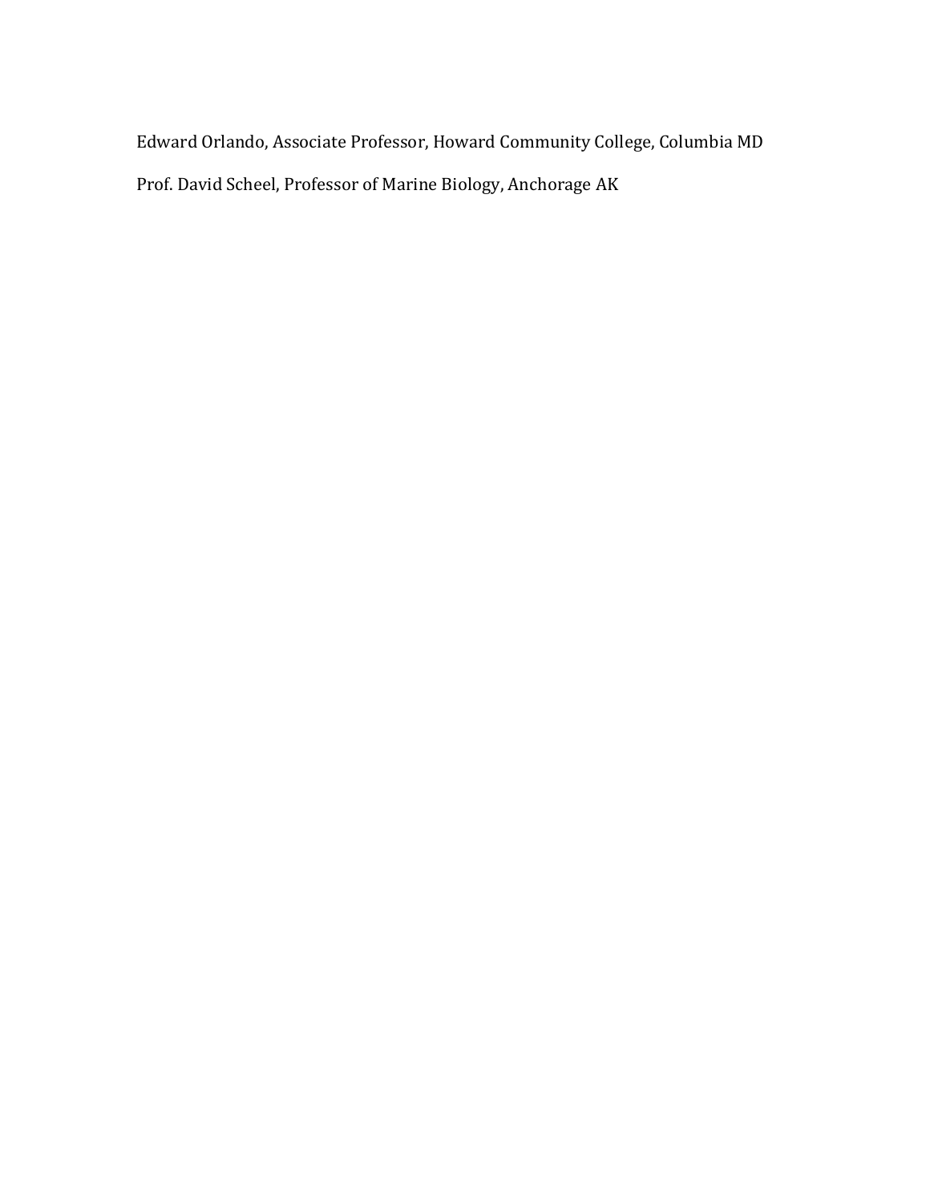Edward Orlando, Associate Professor, Howard Community College, Columbia MD

Prof. David Scheel, Professor of Marine Biology, Anchorage AK